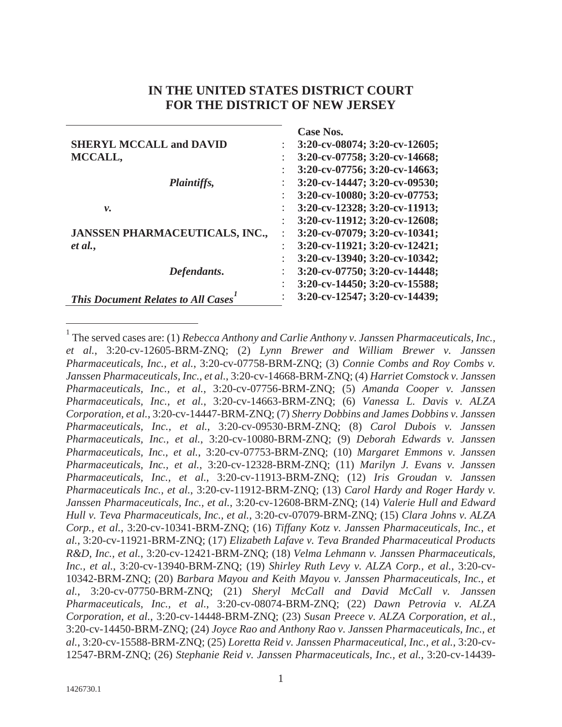# IN THE UNITED STATES DISTRICT COURT FOR THE DISTRICT OF NEW JERSEY

| | | |
|---|---|---|
| | | **Case Nos.** |
| **SHERYL MCCALL and DAVID MCCALL,** | : | **3:20-cv-08074; 3:20-cv-12605;** |
| | : | **3:20-cv-07758; 3:20-cv-14668;** |
| | : | **3:20-cv-07756; 3:20-cv-14663;** |
| ***Plaintiffs,*** | : | **3:20-cv-14447; 3:20-cv-09530;** |
| | : | **3:20-cv-10080; 3:20-cv-07753;** |
| ***v.*** | : | **3:20-cv-12328; 3:20-cv-11913;** |
| | : | **3:20-cv-11912; 3:20-cv-12608;** |
| **JANSSEN PHARMACEUTICALS, INC.,** ***et al.,*** | : | **3:20-cv-07079; 3:20-cv-10341;** |
| | : | **3:20-cv-11921; 3:20-cv-12421;** |
| | : | **3:20-cv-13940; 3:20-cv-10342;** |
| ***Defendants.*** | : | **3:20-cv-07750; 3:20-cv-14448;** |
| | : | **3:20-cv-14450; 3:20-cv-15588;** |
| ***This Document Relates to All Cases*** [1] | : | **3:20-cv-12547; 3:20-cv-14439;** |

[1] The served cases are: (1) *Rebecca Anthony and Carlie Anthony v. Janssen Pharmaceuticals, Inc., et al.*, 3:20-cv-12605-BRM-ZNQ; (2) *Lynn Brewer and William Brewer v. Janssen Pharmaceuticals, Inc., et al.*, 3:20-cv-07758-BRM-ZNQ; (3) *Connie Combs and Roy Combs v. Janssen Pharmaceuticals, Inc., et al.*, 3:20-cv-14668-BRM-ZNQ; (4) *Harriet Comstock v. Janssen Pharmaceuticals, Inc., et al.*, 3:20-cv-07756-BRM-ZNQ; (5) *Amanda Cooper v. Janssen Pharmaceuticals, Inc., et al.*, 3:20-cv-14663-BRM-ZNQ; (6) *Vanessa L. Davis v. ALZA Corporation, et al.*, 3:20-cv-14447-BRM-ZNQ; (7) *Sherry Dobbins and James Dobbins v. Janssen Pharmaceuticals, Inc., et al.*, 3:20-cv-09530-BRM-ZNQ; (8) *Carol Dubois v. Janssen Pharmaceuticals, Inc., et al.*, 3:20-cv-10080-BRM-ZNQ; (9) *Deborah Edwards v. Janssen Pharmaceuticals, Inc., et al.*, 3:20-cv-07753-BRM-ZNQ; (10) *Margaret Emmons v. Janssen Pharmaceuticals, Inc., et al.*, 3:20-cv-12328-BRM-ZNQ; (11) *Marilyn J. Evans v. Janssen Pharmaceuticals, Inc., et al.*, 3:20-cv-11913-BRM-ZNQ; (12) *Iris Groudan v. Janssen Pharmaceuticals Inc., et al.*, 3:20-cv-11912-BRM-ZNQ; (13) *Carol Hardy and Roger Hardy v. Janssen Pharmaceuticals, Inc., et al.*, 3:20-cv-12608-BRM-ZNQ; (14) *Valerie Hull and Edward Hull v. Teva Pharmaceuticals, Inc., et al.*, 3:20-cv-07079-BRM-ZNQ; (15) *Clara Johns v. ALZA Corp., et al.*, 3:20-cv-10341-BRM-ZNQ; (16) *Tiffany Kotz v. Janssen Pharmaceuticals, Inc., et al.*, 3:20-cv-11921-BRM-ZNQ; (17) *Elizabeth Lafave v. Teva Branded Pharmaceutical Products R&D, Inc., et al.*, 3:20-cv-12421-BRM-ZNQ; (18) *Velma Lehmann v. Janssen Pharmaceuticals, Inc., et al.*, 3:20-cv-13940-BRM-ZNQ; (19) *Shirley Ruth Levy v. ALZA Corp., et al.*, 3:20-cv-10342-BRM-ZNQ; (20) *Barbara Mayou and Keith Mayou v. Janssen Pharmaceuticals, Inc., et al.*, 3:20-cv-07750-BRM-ZNQ; (21) *Sheryl McCall and David McCall v. Janssen Pharmaceuticals, Inc., et al.*, 3:20-cv-08074-BRM-ZNQ; (22) *Dawn Petrovia v. ALZA Corporation, et al.*, 3:20-cv-14448-BRM-ZNQ; (23) *Susan Preece v. ALZA Corporation, et al.*, 3:20-cv-14450-BRM-ZNQ; (24) *Joyce Rao and Anthony Rao v. Janssen Pharmaceuticals, Inc., et al.*, 3:20-cv-15588-BRM-ZNQ; (25) *Loretta Reid v. Janssen Pharmaceutical, Inc., et al.*, 3:20-cv-12547-BRM-ZNQ; (26) *Stephanie Reid v. Janssen Pharmaceuticals, Inc., et al.*, 3:20-cv-14439-

1426730.1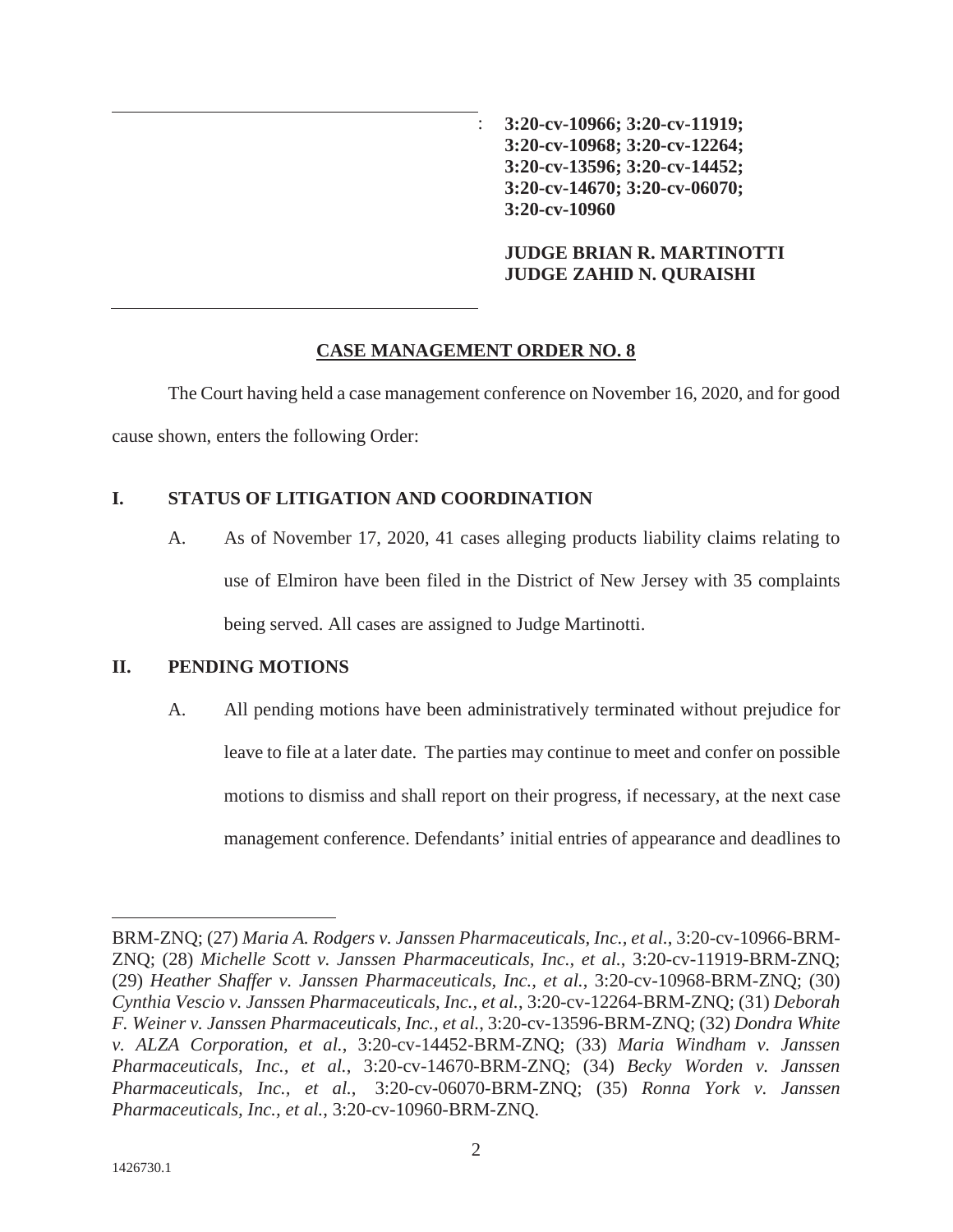: **3:20-cv-10966; 3:20-cv-11919; 3:20-cv-10968; 3:20-cv-12264; 3:20-cv-13596; 3:20-cv-14452; 3:20-cv-14670; 3:20-cv-06070; 3:20-cv-10960**

**JUDGE BRIAN R. MARTINOTTI**
**JUDGE ZAHID N. QURAISHI**

## CASE MANAGEMENT ORDER NO. 8

The Court having held a case management conference on November 16, 2020, and for good cause shown, enters the following Order:

## I. STATUS OF LITIGATION AND COORDINATION

A. As of November 17, 2020, 41 cases alleging products liability claims relating to use of Elmiron have been filed in the District of New Jersey with 35 complaints being served. All cases are assigned to Judge Martinotti.

## II. PENDING MOTIONS

A. All pending motions have been administratively terminated without prejudice for leave to file at a later date. The parties may continue to meet and confer on possible motions to dismiss and shall report on their progress, if necessary, at the next case management conference. Defendants' initial entries of appearance and deadlines to

---

BRM-ZNQ; (27) *Maria A. Rodgers v. Janssen Pharmaceuticals, Inc., et al.*, 3:20-cv-10966-BRM-ZNQ; (28) *Michelle Scott v. Janssen Pharmaceuticals, Inc., et al.*, 3:20-cv-11919-BRM-ZNQ; (29) *Heather Shaffer v. Janssen Pharmaceuticals, Inc., et al.*, 3:20-cv-10968-BRM-ZNQ; (30) *Cynthia Vescio v. Janssen Pharmaceuticals, Inc., et al.*, 3:20-cv-12264-BRM-ZNQ; (31) *Deborah F. Weiner v. Janssen Pharmaceuticals, Inc., et al.*, 3:20-cv-13596-BRM-ZNQ; (32) *Dondra White v. ALZA Corporation, et al.*, 3:20-cv-14452-BRM-ZNQ; (33) *Maria Windham v. Janssen Pharmaceuticals, Inc., et al.*, 3:20-cv-14670-BRM-ZNQ; (34) *Becky Worden v. Janssen Pharmaceuticals, Inc., et al.*, 3:20-cv-06070-BRM-ZNQ; (35) *Ronna York v. Janssen Pharmaceuticals, Inc., et al.*, 3:20-cv-10960-BRM-ZNQ.

1426730.1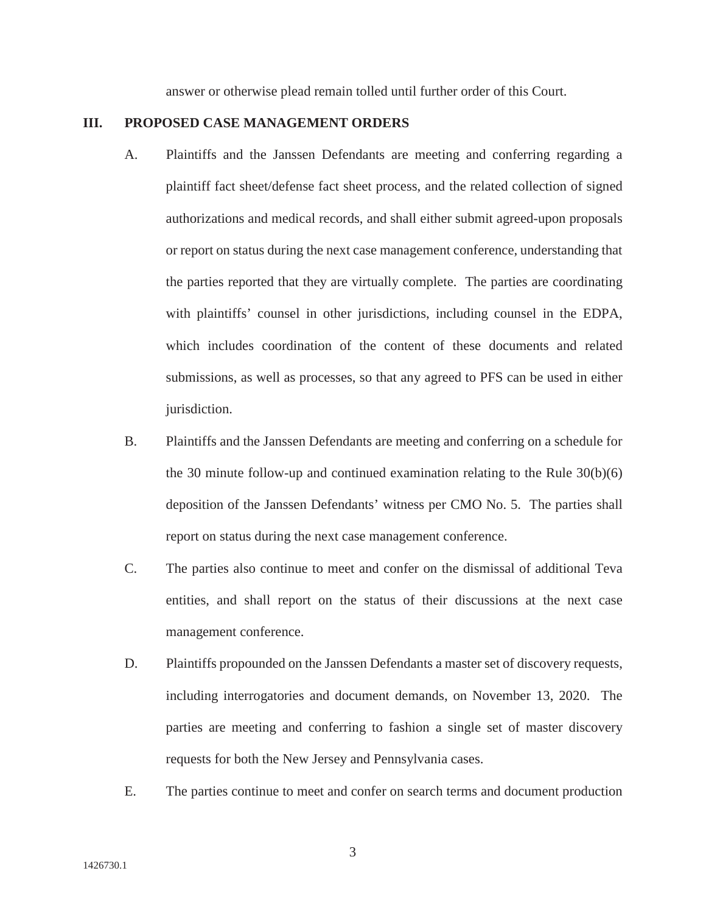answer or otherwise plead remain tolled until further order of this Court.

## III. PROPOSED CASE MANAGEMENT ORDERS

A. Plaintiffs and the Janssen Defendants are meeting and conferring regarding a plaintiff fact sheet/defense fact sheet process, and the related collection of signed authorizations and medical records, and shall either submit agreed-upon proposals or report on status during the next case management conference, understanding that the parties reported that they are virtually complete. The parties are coordinating with plaintiffs' counsel in other jurisdictions, including counsel in the EDPA, which includes coordination of the content of these documents and related submissions, as well as processes, so that any agreed to PFS can be used in either jurisdiction.

B. Plaintiffs and the Janssen Defendants are meeting and conferring on a schedule for the 30 minute follow-up and continued examination relating to the Rule 30(b)(6) deposition of the Janssen Defendants' witness per CMO No. 5. The parties shall report on status during the next case management conference.

C. The parties also continue to meet and confer on the dismissal of additional Teva entities, and shall report on the status of their discussions at the next case management conference.

D. Plaintiffs propounded on the Janssen Defendants a master set of discovery requests, including interrogatories and document demands, on November 13, 2020. The parties are meeting and conferring to fashion a single set of master discovery requests for both the New Jersey and Pennsylvania cases.

E. The parties continue to meet and confer on search terms and document production

1426730.1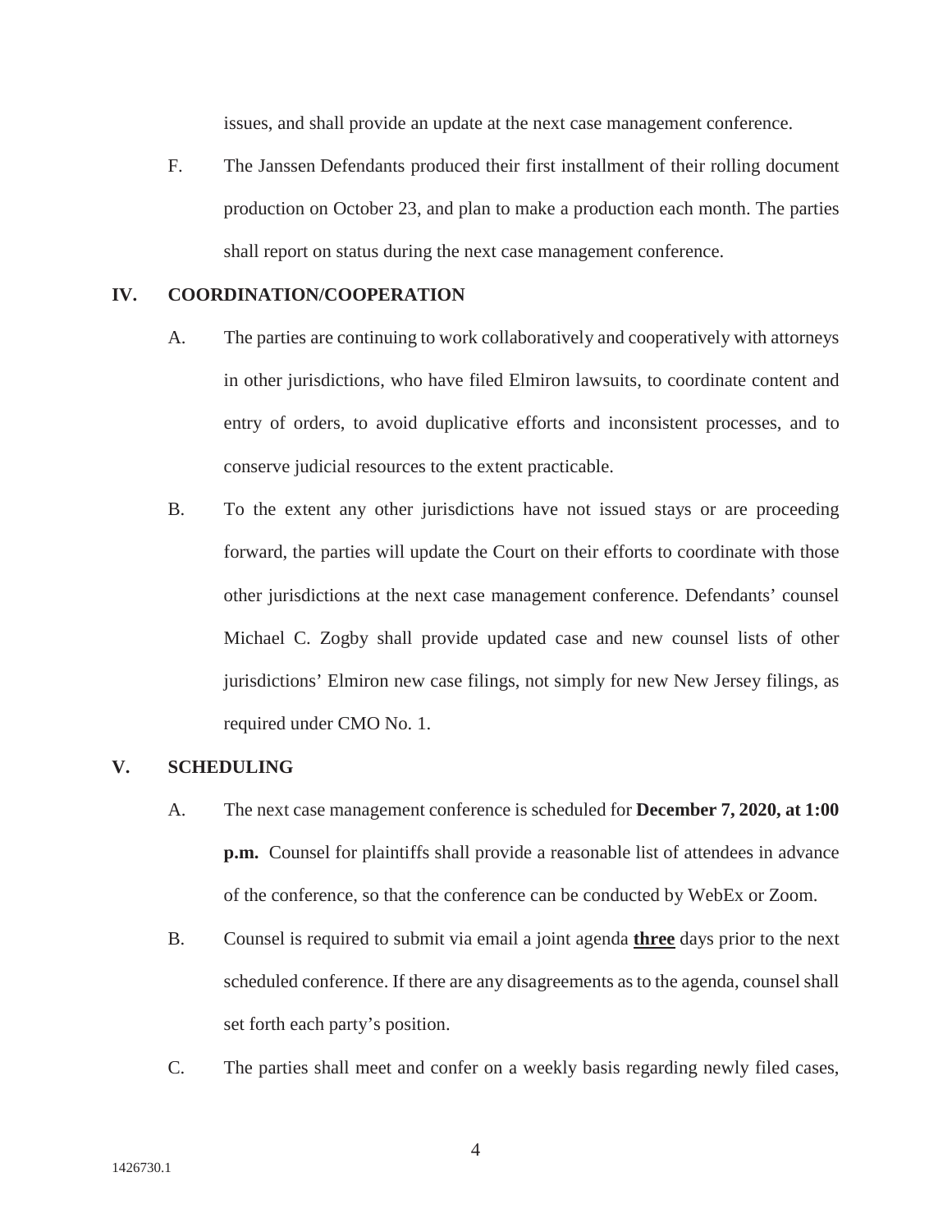issues, and shall provide an update at the next case management conference.

F. The Janssen Defendants produced their first installment of their rolling document production on October 23, and plan to make a production each month. The parties shall report on status during the next case management conference.

## IV. COORDINATION/COOPERATION

A. The parties are continuing to work collaboratively and cooperatively with attorneys in other jurisdictions, who have filed Elmiron lawsuits, to coordinate content and entry of orders, to avoid duplicative efforts and inconsistent processes, and to conserve judicial resources to the extent practicable.

B. To the extent any other jurisdictions have not issued stays or are proceeding forward, the parties will update the Court on their efforts to coordinate with those other jurisdictions at the next case management conference. Defendants' counsel Michael C. Zogby shall provide updated case and new counsel lists of other jurisdictions' Elmiron new case filings, not simply for new New Jersey filings, as required under CMO No. 1.

## V. SCHEDULING

A. The next case management conference is scheduled for **December 7, 2020, at 1:00 p.m.** Counsel for plaintiffs shall provide a reasonable list of attendees in advance of the conference, so that the conference can be conducted by WebEx or Zoom.

B. Counsel is required to submit via email a joint agenda **three** days prior to the next scheduled conference. If there are any disagreements as to the agenda, counsel shall set forth each party's position.

C. The parties shall meet and confer on a weekly basis regarding newly filed cases,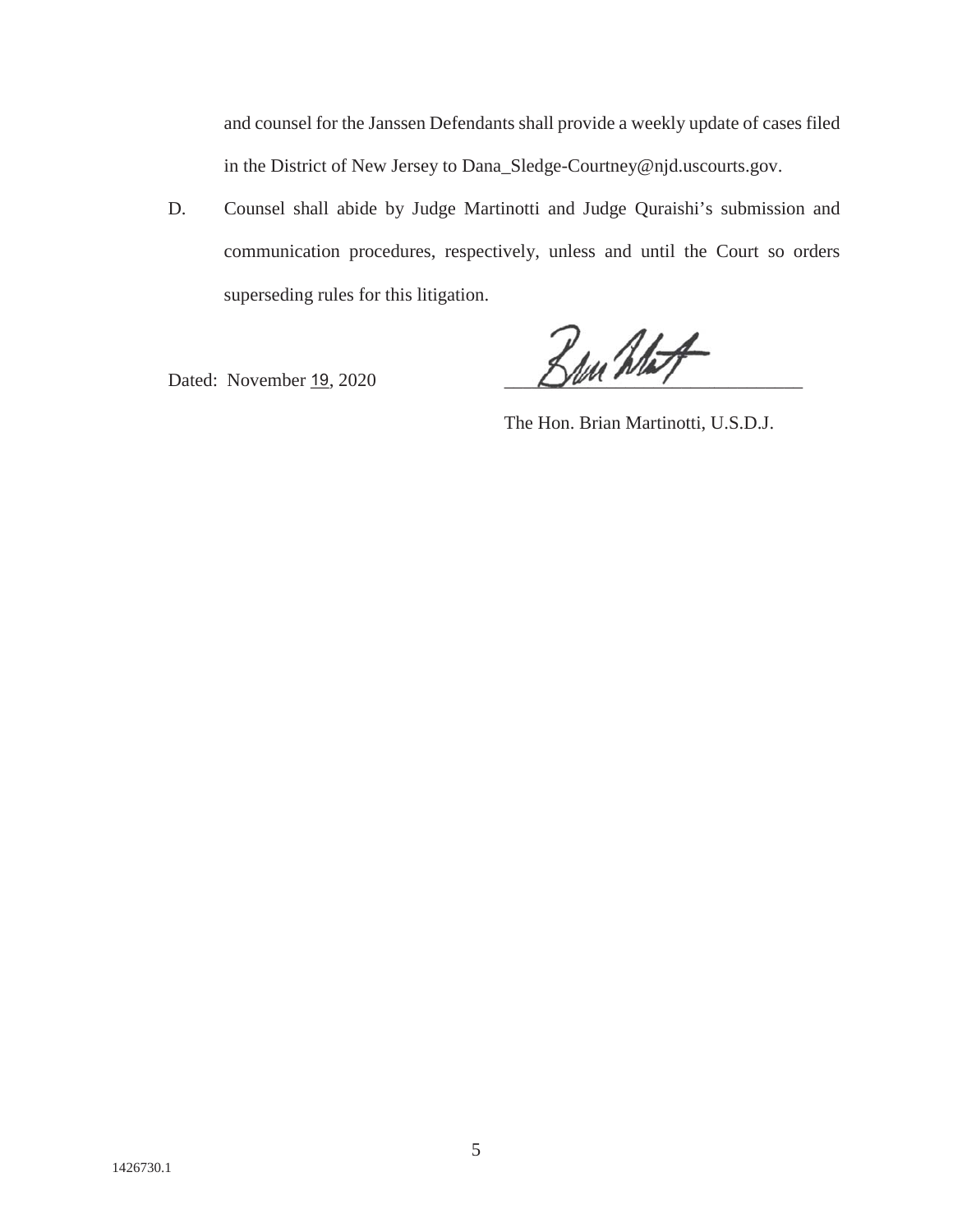and counsel for the Janssen Defendants shall provide a weekly update of cases filed in the District of New Jersey to Dana_Sledge-Courtney@njd.uscourts.gov.

D. Counsel shall abide by Judge Martinotti and Judge Quraishi's submission and communication procedures, respectively, unless and until the Court so orders superseding rules for this litigation.

Dated: November 19, 2020

The Hon. Brian Martinotti, U.S.D.J.

1426730.1